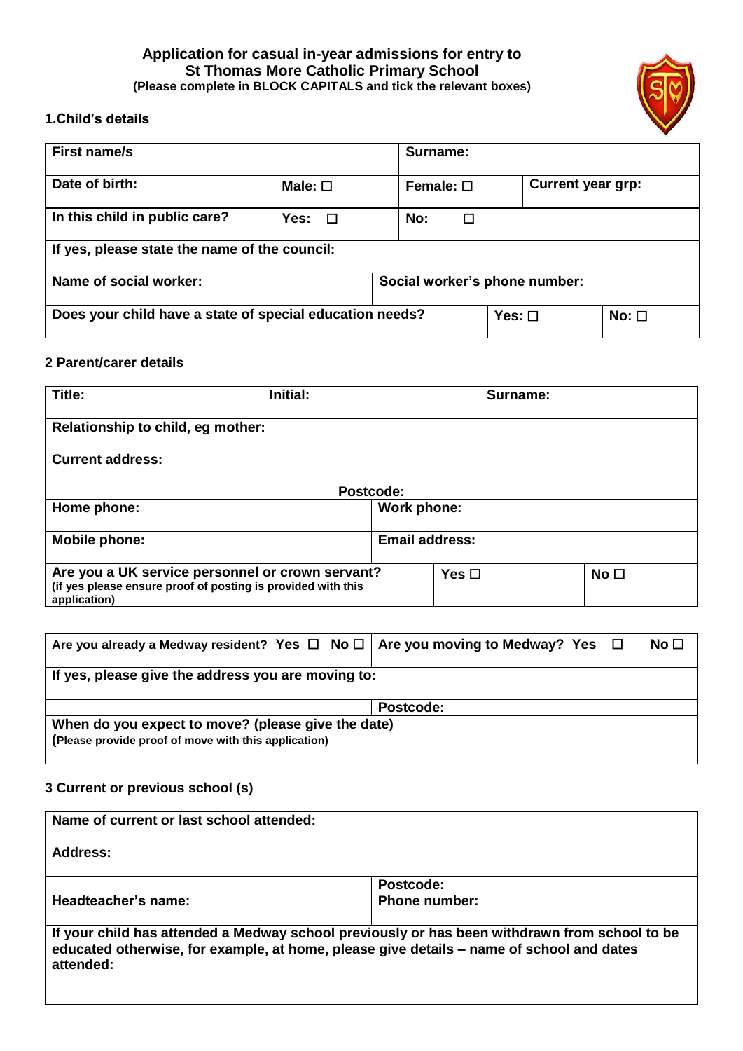# Application for casual in-year admissions for entry to St Thomas More Catholic Primary School

**(Please complete in BLOCK CAPITALS and tick the relevant boxes)**

## 1.Child's details

| First name/s | | Surname: | |
|---|---|---|---|
| Date of birth: | Male: ☐ | Female: ☐ | Current year grp: |
| In this child in public care? | Yes: ☐ | No: ☐ | |
| If yes, please state the name of the council: | | | |
| Name of social worker: | | Social worker's phone number: | |
| Does your child have a state of special education needs? | | Yes: ☐ | No: ☐ |

## 2 Parent/carer details

| Title: | Initial: | Surname: | |
|---|---|---|---|
| Relationship to child, eg mother: | | | |
| Current address: | | | |
| Postcode: | | | |
| Home phone: | | Work phone: | |
| Mobile phone: | | Email address: | |
| Are you a UK service personnel or crown servant? (if yes please ensure proof of posting is provided with this application) | | Yes ☐ | No ☐ |

| Are you already a Medway resident? Yes ☐ No ☐ | Are you moving to Medway? Yes ☐ No ☐ |
|---|---|
| If yes, please give the address you are moving to: | |
| | Postcode: |
| When do you expect to move? (please give the date) (Please provide proof of move with this application) | |

## 3 Current or previous school (s)

| Name of current or last school attended: | |
|---|---|
| Address: | |
| | Postcode: |
| Headteacher's name: | Phone number: |
| If your child has attended a Medway school previously or has been withdrawn from school to be educated otherwise, for example, at home, please give details – name of school and dates attended: | |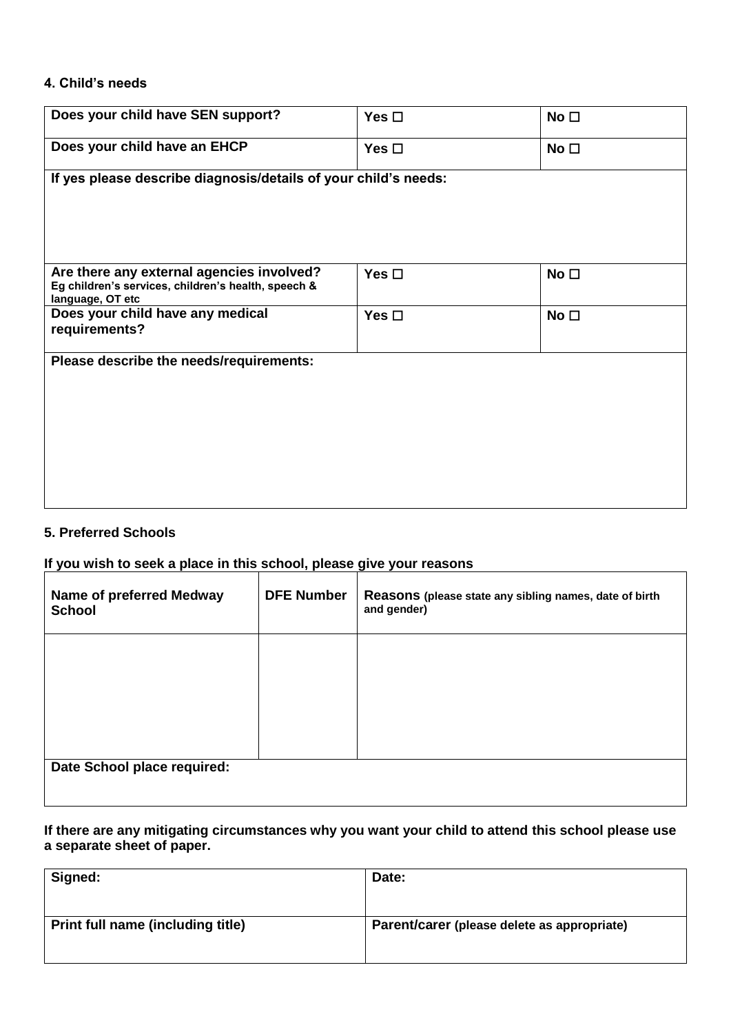**4. Child's needs**

| | | |
|---|---|---|
| **Does your child have SEN support?** | **Yes ☐** | **No ☐** |
| **Does your child have an EHCP** | **Yes ☐** | **No ☐** |
| **If yes please describe diagnosis/details of your child's needs:** | | |
| **Are there any external agencies involved?** Eg children's services, children's health, speech & language, OT etc | **Yes ☐** | **No ☐** |
| **Does your child have any medical requirements?** | **Yes ☐** | **No ☐** |
| **Please describe the needs/requirements:** | | |

**5. Preferred Schools**

**If you wish to seek a place in this school, please give your reasons**

| Name of preferred Medway School | DFE Number | Reasons (please state any sibling names, date of birth and gender) |
|---|---|---|
| | | |
| **Date School place required:** | | |

**If there are any mitigating circumstances why you want your child to attend this school please use a separate sheet of paper.**

| | |
|---|---|
| **Signed:** | **Date:** |
| **Print full name (including title)** | **Parent/carer** (please delete as appropriate) |